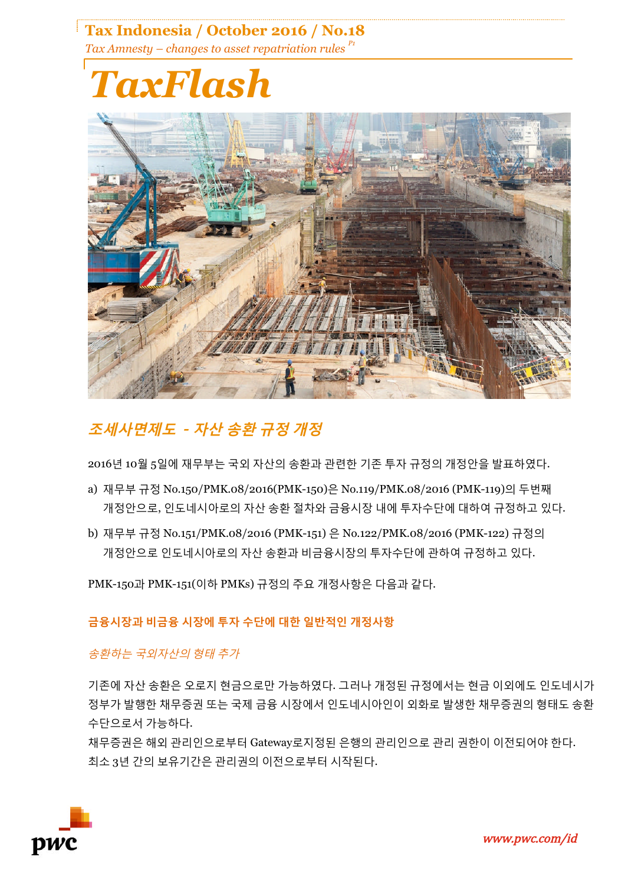Tax Indonesia / October 2016 / No.18

*Tax Amnesty – changes to asset repatriation rules*

# TaxFlash

## *조세사면제도 - 자산 송환 규정 개정*

2016년 10월 5일에 재무부는 국외 자산의 송환과 관련한 기존 투자 규정의 개정안을 발표하였다.

a) 재무부 규정 No.150/PMK.08/2016(PMK-150)은 No.119/PMK.08/2016 (PMK-119)의 두번째 개정안으로, 인도네시아로의 자산 송환 절차와 금융시장 내에 투자수단에 대하여 규정하고 있다.

b) 재무부 규정 No.151/PMK.08/2016 (PMK-151) 은 No.122/PMK.08/2016 (PMK-122) 규정의 개정안으로 인도네시아로의 자산 송환과 비금융시장의 투자수단에 관하여 규정하고 있다.

PMK-150과 PMK-151(이하 PMKs) 규정의 주요 개정사항은 다음과 같다.

### 금융시장과 비금융 시장에 투자 수단에 대한 일반적인 개정사항

#### *송환하는 국외자산의 형태 추가*

기존에 자산 송환은 오로지 현금으로만 가능하였다. 그러나 개정된 규정에서는 현금 이외에도 인도네시가 정부가 발행한 채무증권 또는 국제 금융 시장에서 인도네시아인이 외화로 발생한 채무증권의 형태도 송환 수단으로서 가능하다.

채무증권은 해외 관리인으로부터 Gateway로지정된 은행의 관리인으로 관리 권한이 이전되어야 한다. 최소 3년 간의 보유기간은 관리권의 이전으로부터 시작된다.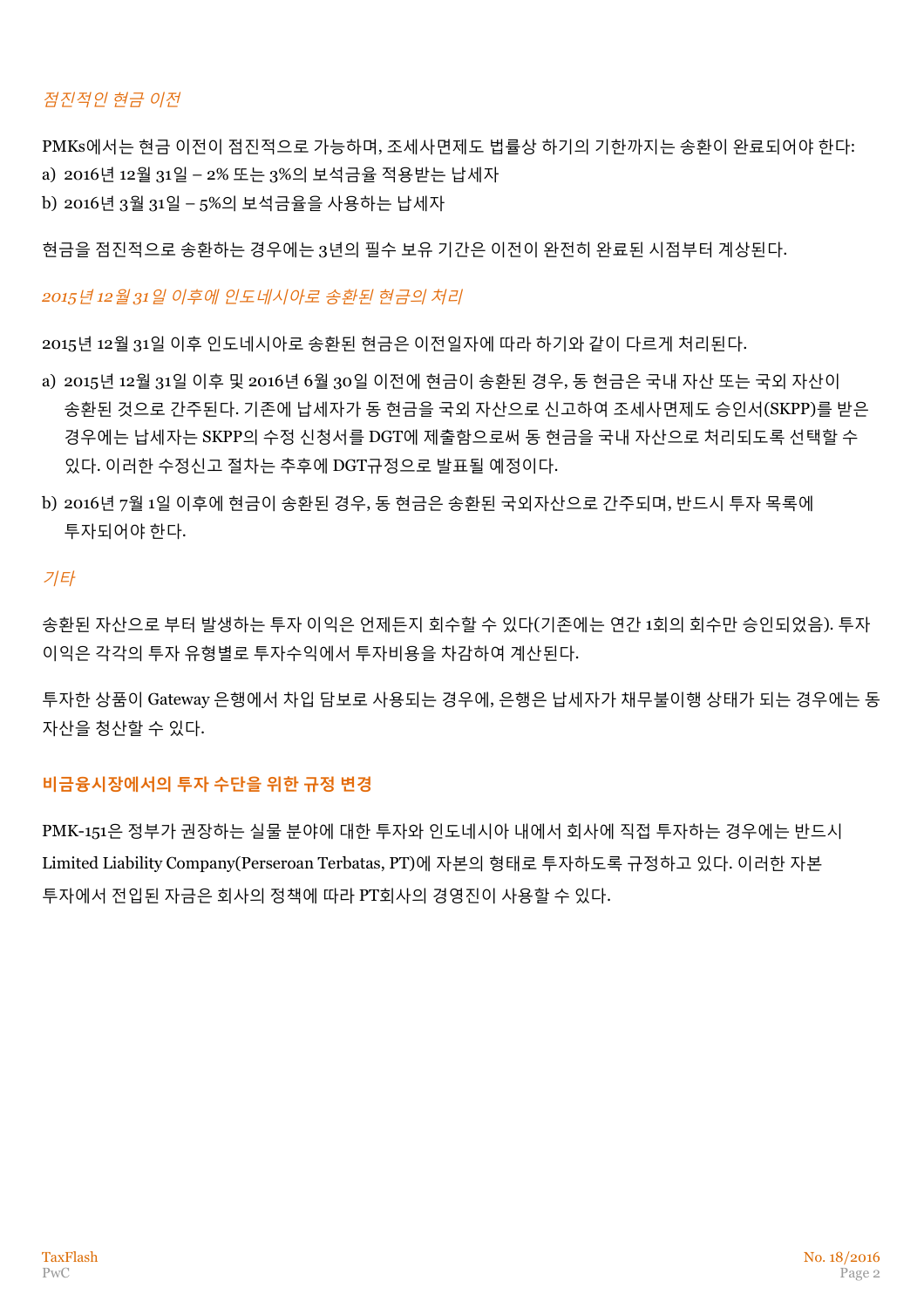*점진적인 현금 이전*

PMKs에서는 현금 이전이 점진적으로 가능하며, 조세사면제도 법률상 하기의 기한까지는 송환이 완료되어야 한다:

a) 2016년 12월 31일 – 2% 또는 3%의 보석금율 적용받는 납세자

b) 2016년 3월 31일 – 5%의 보석금율을 사용하는 납세자

현금을 점진적으로 송환하는 경우에는 3년의 필수 보유 기간은 이전이 완전히 완료된 시점부터 계상된다.

*2015년 12월 31일 이후에 인도네시아로 송환된 현금의 처리*

2015년 12월 31일 이후 인도네시아로 송환된 현금은 이전일자에 따라 하기와 같이 다르게 처리된다.

a) 2015년 12월 31일 이후 및 2016년 6월 30일 이전에 현금이 송환된 경우, 동 현금은 국내 자산 또는 국외 자산이 송환된 것으로 간주된다. 기존에 납세자가 동 현금을 국외 자산으로 신고하여 조세사면제도 승인서(SKPP)를 받은 경우에는 납세자는 SKPP의 수정 신청서를 DGT에 제출함으로써 동 현금을 국내 자산으로 처리되도록 선택할 수 있다. 이러한 수정신고 절차는 추후에 DGT규정으로 발표될 예정이다.

b) 2016년 7월 1일 이후에 현금이 송환된 경우, 동 현금은 송환된 국외자산으로 간주되며, 반드시 투자 목록에 투자되어야 한다.

*기타*

송환된 자산으로 부터 발생하는 투자 이익은 언제든지 회수할 수 있다(기존에는 연간 1회의 회수만 승인되었음). 투자 이익은 각각의 투자 유형별로 투자수익에서 투자비용을 차감하여 계산된다.

투자한 상품이 Gateway 은행에서 차입 담보로 사용되는 경우에, 은행은 납세자가 채무불이행 상태가 되는 경우에는 동 자산을 청산할 수 있다.

**비금융시장에서의 투자 수단을 위한 규정 변경**

PMK-151은 정부가 권장하는 실물 분야에 대한 투자와 인도네시아 내에서 회사에 직접 투자하는 경우에는 반드시 Limited Liability Company(Perseroan Terbatas, PT)에 자본의 형태로 투자하도록 규정하고 있다. 이러한 자본 투자에서 전입된 자금은 회사의 정책에 따라 PT회사의 경영진이 사용할 수 있다.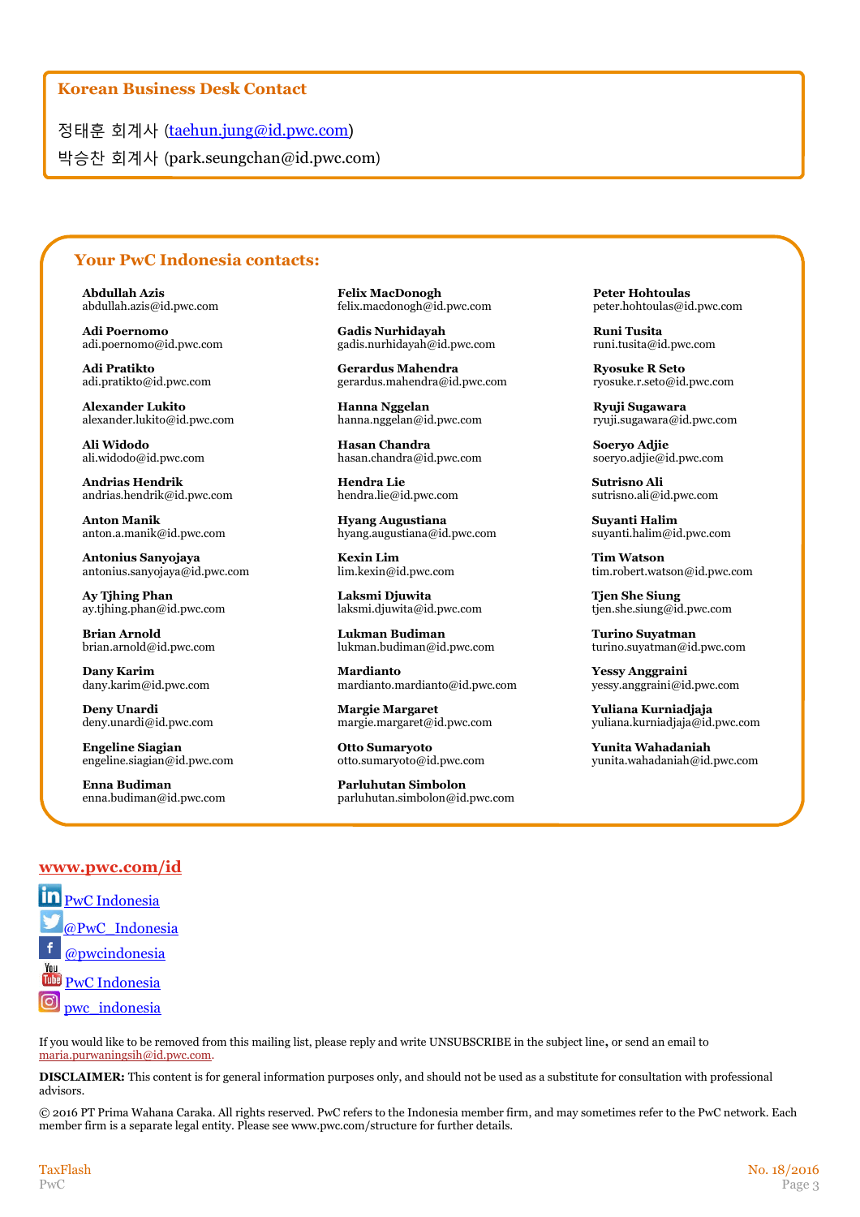## Korean Business Desk Contact

정태훈 회계사 (taehun.jung@id.pwc.com)

박승찬 회계사 (park.seungchan@id.pwc.com)

## Your PwC Indonesia contacts:

**Abdullah Azis**
abdullah.azis@id.pwc.com

**Adi Poernomo**
adi.poernomo@id.pwc.com

**Adi Pratikto**
adi.pratikto@id.pwc.com

**Alexander Lukito**
alexander.lukito@id.pwc.com

**Ali Widodo**
ali.widodo@id.pwc.com

**Andrias Hendrik**
andrias.hendrik@id.pwc.com

**Anton Manik**
anton.a.manik@id.pwc.com

**Antonius Sanyojaya**
antonius.sanyojaya@id.pwc.com

**Ay Tjhing Phan**
ay.tjhing.phan@id.pwc.com

**Brian Arnold**
brian.arnold@id.pwc.com

**Dany Karim**
dany.karim@id.pwc.com

**Deny Unardi**
deny.unardi@id.pwc.com

**Engeline Siagian**
engeline.siagian@id.pwc.com

**Enna Budiman**
enna.budiman@id.pwc.com

**Felix MacDonogh**
felix.macdonogh@id.pwc.com

**Gadis Nurhidayah**
gadis.nurhidayah@id.pwc.com

**Gerardus Mahendra**
gerardus.mahendra@id.pwc.com

**Hanna Nggelan**
hanna.nggelan@id.pwc.com

**Hasan Chandra**
hasan.chandra@id.pwc.com

**Hendra Lie**
hendra.lie@id.pwc.com

**Hyang Augustiana**
hyang.augustiana@id.pwc.com

**Kexin Lim**
lim.kexin@id.pwc.com

**Laksmi Djuwita**
laksmi.djuwita@id.pwc.com

**Lukman Budiman**
lukman.budiman@id.pwc.com

**Mardianto**
mardianto.mardianto@id.pwc.com

**Margie Margaret**
margie.margaret@id.pwc.com

**Otto Sumaryoto**
otto.sumaryoto@id.pwc.com

**Parluhutan Simbolon**
parluhutan.simbolon@id.pwc.com

**Peter Hohtoulas**
peter.hohtoulas@id.pwc.com

**Runi Tusita**
runi.tusita@id.pwc.com

**Ryosuke R Seto**
ryosuke.r.seto@id.pwc.com

**Ryuji Sugawara**
ryuji.sugawara@id.pwc.com

**Soeryo Adjie**
soeryo.adjie@id.pwc.com

**Sutrisno Ali**
sutrisno.ali@id.pwc.com

**Suyanti Halim**
suyanti.halim@id.pwc.com

**Tim Watson**
tim.robert.watson@id.pwc.com

**Tjen She Siung**
tjen.she.siung@id.pwc.com

**Turino Suyatman**
turino.suyatman@id.pwc.com

**Yessy Anggraini**
yessy.anggraini@id.pwc.com

**Yuliana Kurniadjaja**
yuliana.kurniadjaja@id.pwc.com

**Yunita Wahadaniah**
yunita.wahadaniah@id.pwc.com

**www.pwc.com/id**

PwC Indonesia

@PwC_Indonesia

@pwcindonesia

PwC Indonesia

pwc_indonesia

If you would like to be removed from this mailing list, please reply and write UNSUBSCRIBE in the subject line, or send an email to maria.purwaningsih@id.pwc.com.

**DISCLAIMER:** This content is for general information purposes only, and should not be used as a substitute for consultation with professional advisors.

© 2016 PT Prima Wahana Caraka. All rights reserved. PwC refers to the Indonesia member firm, and may sometimes refer to the PwC network. Each member firm is a separate legal entity. Please see www.pwc.com/structure for further details.